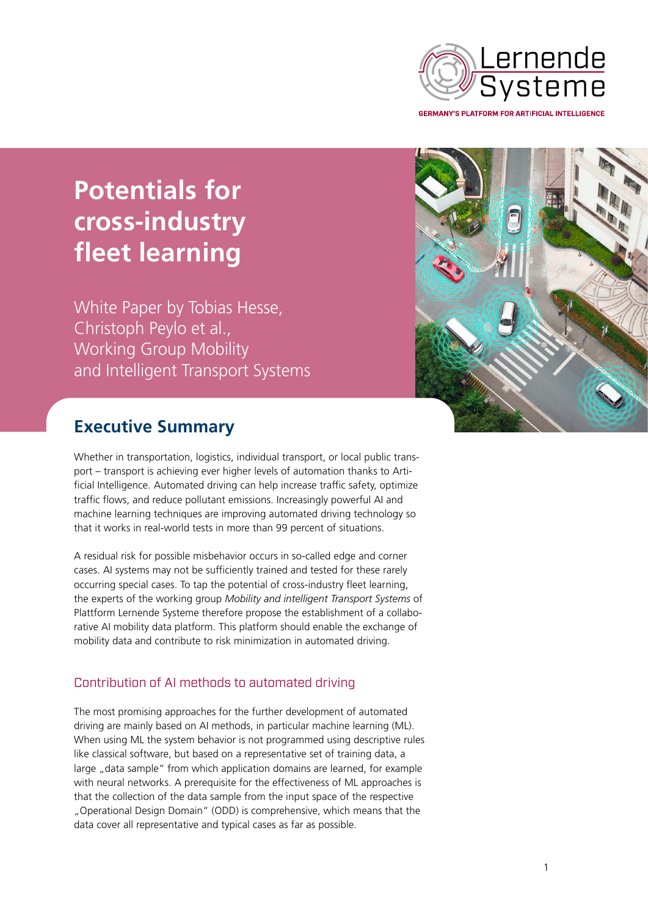Lernende Systeme

GERMANY'S PLATFORM FOR ARTIFICIAL INTELLIGENCE

# Potentials for cross-industry fleet learning

White Paper by Tobias Hesse, Christoph Peylo et al., Working Group Mobility and Intelligent Transport Systems

## Executive Summary

Whether in transportation, logistics, individual transport, or local public transport – transport is achieving ever higher levels of automation thanks to Artificial Intelligence. Automated driving can help increase traffic safety, optimize traffic flows, and reduce pollutant emissions. Increasingly powerful AI and machine learning techniques are improving automated driving technology so that it works in real-world tests in more than 99 percent of situations.

A residual risk for possible misbehavior occurs in so-called edge and corner cases. AI systems may not be sufficiently trained and tested for these rarely occurring special cases. To tap the potential of cross-industry fleet learning, the experts of the working group *Mobility and intelligent Transport Systems* of Plattform Lernende Systeme therefore propose the establishment of a collaborative AI mobility data platform. This platform should enable the exchange of mobility data and contribute to risk minimization in automated driving.

### Contribution of AI methods to automated driving

The most promising approaches for the further development of automated driving are mainly based on AI methods, in particular machine learning (ML). When using ML the system behavior is not programmed using descriptive rules like classical software, but based on a representative set of training data, a large „data sample" from which application domains are learned, for example with neural networks. A prerequisite for the effectiveness of ML approaches is that the collection of the data sample from the input space of the respective „Operational Design Domain" (ODD) is comprehensive, which means that the data cover all representative and typical cases as far as possible.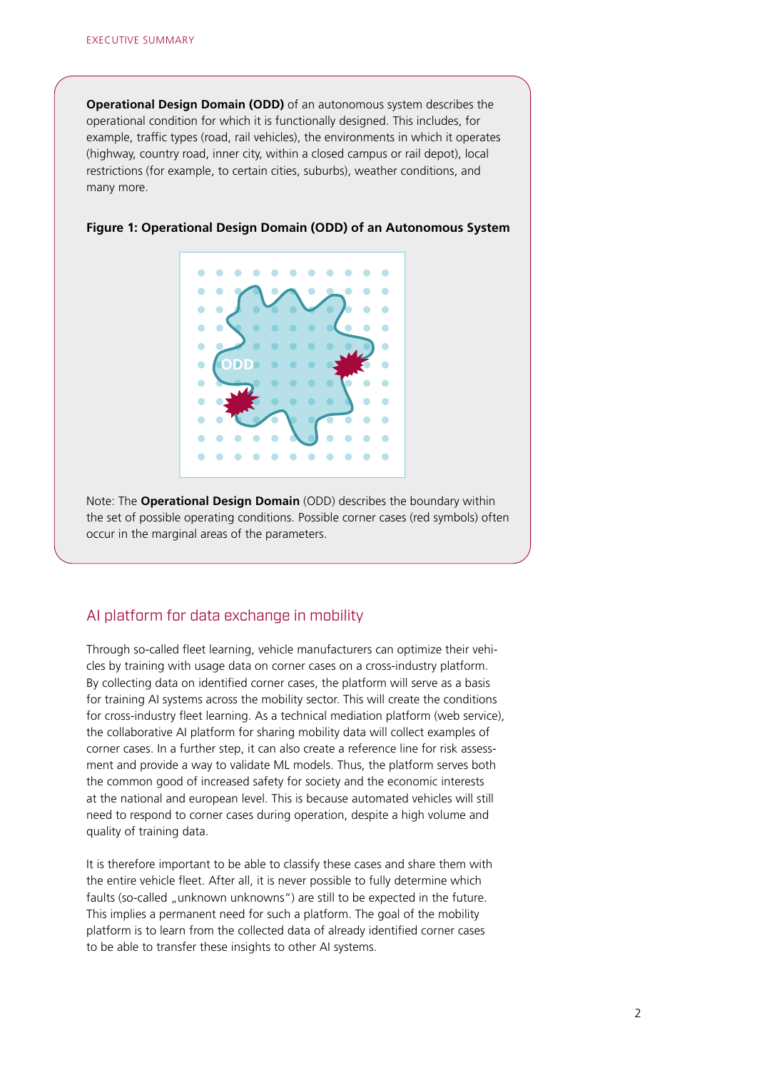**Operational Design Domain (ODD)** of an autonomous system describes the operational condition for which it is functionally designed. This includes, for example, traffic types (road, rail vehicles), the environments in which it operates (highway, country road, inner city, within a closed campus or rail depot), local restrictions (for example, to certain cities, suburbs), weather conditions, and many more.

**Figure 1: Operational Design Domain (ODD) of an Autonomous System**

Note: The **Operational Design Domain** (ODD) describes the boundary within the set of possible operating conditions. Possible corner cases (red symbols) often occur in the marginal areas of the parameters.

## AI platform for data exchange in mobility

Through so-called fleet learning, vehicle manufacturers can optimize their vehicles by training with usage data on corner cases on a cross-industry platform. By collecting data on identified corner cases, the platform will serve as a basis for training AI systems across the mobility sector. This will create the conditions for cross-industry fleet learning. As a technical mediation platform (web service), the collaborative AI platform for sharing mobility data will collect examples of corner cases. In a further step, it can also create a reference line for risk assessment and provide a way to validate ML models. Thus, the platform serves both the common good of increased safety for society and the economic interests at the national and european level. This is because automated vehicles will still need to respond to corner cases during operation, despite a high volume and quality of training data.

It is therefore important to be able to classify these cases and share them with the entire vehicle fleet. After all, it is never possible to fully determine which faults (so-called „unknown unknowns") are still to be expected in the future. This implies a permanent need for such a platform. The goal of the mobility platform is to learn from the collected data of already identified corner cases to be able to transfer these insights to other AI systems.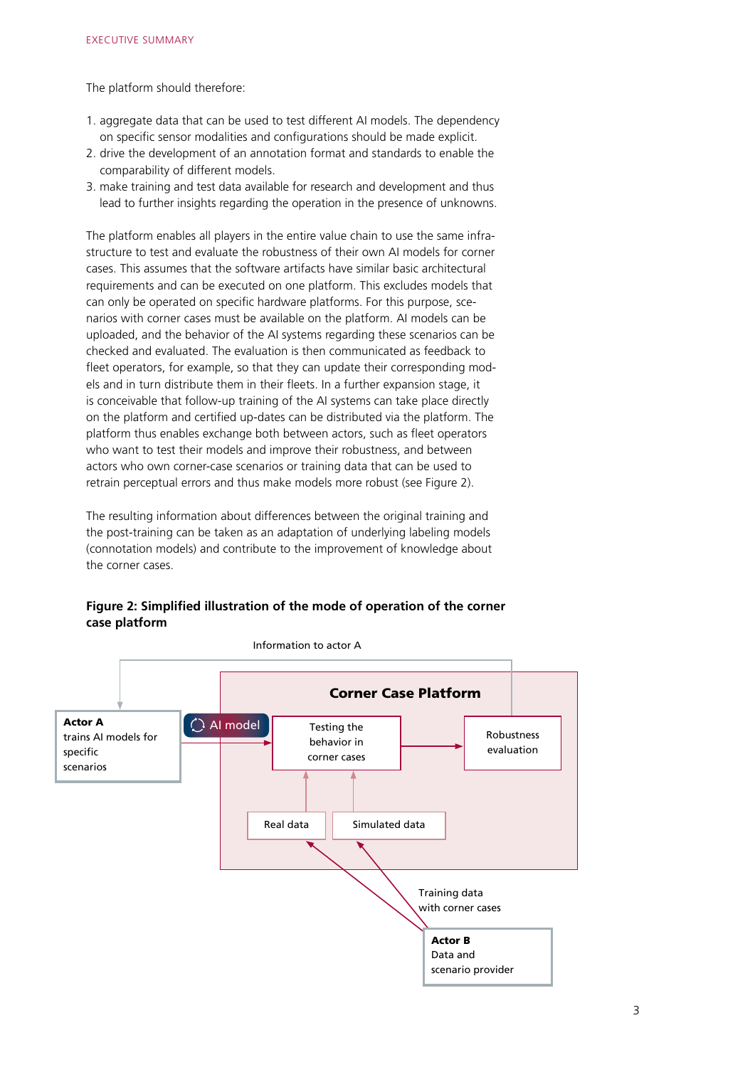The platform should therefore:

1. aggregate data that can be used to test different AI models. The dependency on specific sensor modalities and configurations should be made explicit.
2. drive the development of an annotation format and standards to enable the comparability of different models.
3. make training and test data available for research and development and thus lead to further insights regarding the operation in the presence of unknowns.

The platform enables all players in the entire value chain to use the same infrastructure to test and evaluate the robustness of their own AI models for corner cases. This assumes that the software artifacts have similar basic architectural requirements and can be executed on one platform. This excludes models that can only be operated on specific hardware platforms. For this purpose, scenarios with corner cases must be available on the platform. AI models can be uploaded, and the behavior of the AI systems regarding these scenarios can be checked and evaluated. The evaluation is then communicated as feedback to fleet operators, for example, so that they can update their corresponding models and in turn distribute them in their fleets. In a further expansion stage, it is conceivable that follow-up training of the AI systems can take place directly on the platform and certified up-dates can be distributed via the platform. The platform thus enables exchange both between actors, such as fleet operators who want to test their models and improve their robustness, and between actors who own corner-case scenarios or training data that can be used to retrain perceptual errors and thus make models more robust (see Figure 2).

The resulting information about differences between the original training and the post-training can be taken as an adaptation of underlying labeling models (connotation models) and contribute to the improvement of knowledge about the corner cases.

**Figure 2: Simplified illustration of the mode of operation of the corner case platform**

Information to actor A

**Corner Case Platform**

**Actor A** trains AI models for specific scenarios

AI model

Testing the behavior in corner cases

Robustness evaluation

Real data

Simulated data

Training data with corner cases

**Actor B** Data and scenario provider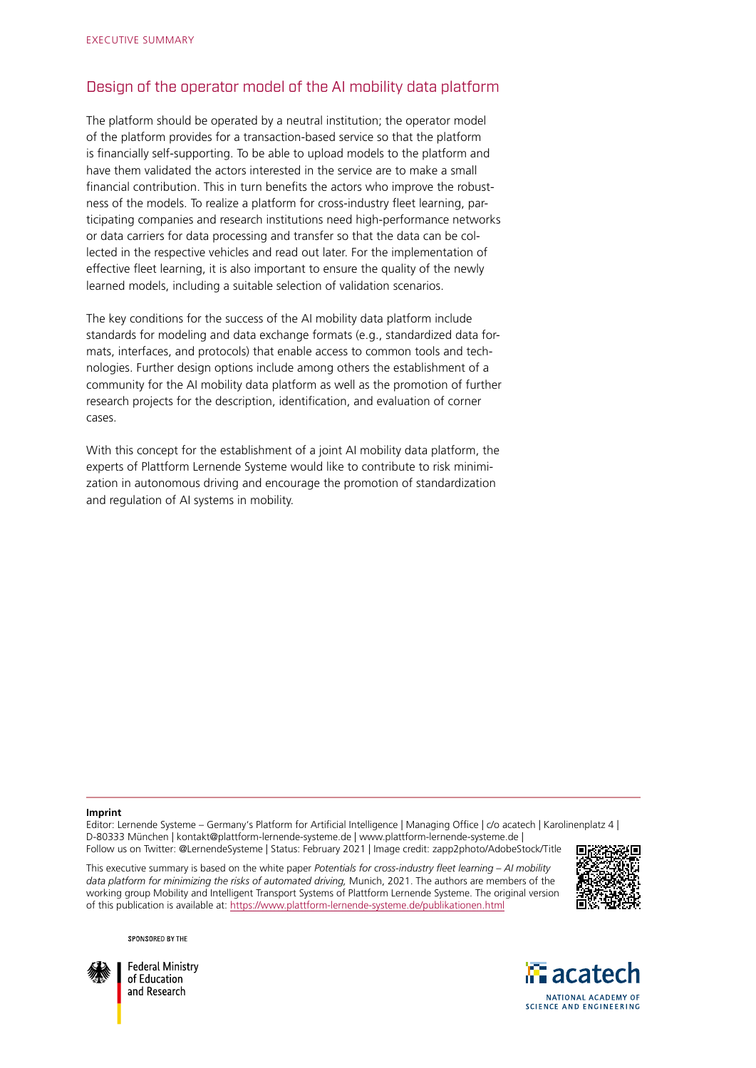## Design of the operator model of the AI mobility data platform

The platform should be operated by a neutral institution; the operator model of the platform provides for a transaction-based service so that the platform is financially self-supporting. To be able to upload models to the platform and have them validated the actors interested in the service are to make a small financial contribution. This in turn benefits the actors who improve the robustness of the models. To realize a platform for cross-industry fleet learning, participating companies and research institutions need high-performance networks or data carriers for data processing and transfer so that the data can be collected in the respective vehicles and read out later. For the implementation of effective fleet learning, it is also important to ensure the quality of the newly learned models, including a suitable selection of validation scenarios.

The key conditions for the success of the AI mobility data platform include standards for modeling and data exchange formats (e.g., standardized data formats, interfaces, and protocols) that enable access to common tools and technologies. Further design options include among others the establishment of a community for the AI mobility data platform as well as the promotion of further research projects for the description, identification, and evaluation of corner cases.

With this concept for the establishment of a joint AI mobility data platform, the experts of Plattform Lernende Systeme would like to contribute to risk minimization in autonomous driving and encourage the promotion of standardization and regulation of AI systems in mobility.

**Imprint**

Editor: Lernende Systeme – Germany's Platform for Artificial Intelligence | Managing Office | c/o acatech | Karolinenplatz 4 | D-80333 München | kontakt@plattform-lernende-systeme.de | www.plattform-lernende-systeme.de | Follow us on Twitter: @LernendeSysteme | Status: February 2021 | Image credit: zapp2photo/AdobeStock/Title

This executive summary is based on the white paper *Potentials for cross-industry fleet learning – AI mobility data platform for minimizing the risks of automated driving,* Munich, 2021. The authors are members of the working group Mobility and Intelligent Transport Systems of Plattform Lernende Systeme. The original version of this publication is available at: https://www.plattform-lernende-systeme.de/publikationen.html

SPONSORED BY THE

Federal Ministry of Education and Research

acatech NATIONAL ACADEMY OF SCIENCE AND ENGINEERING